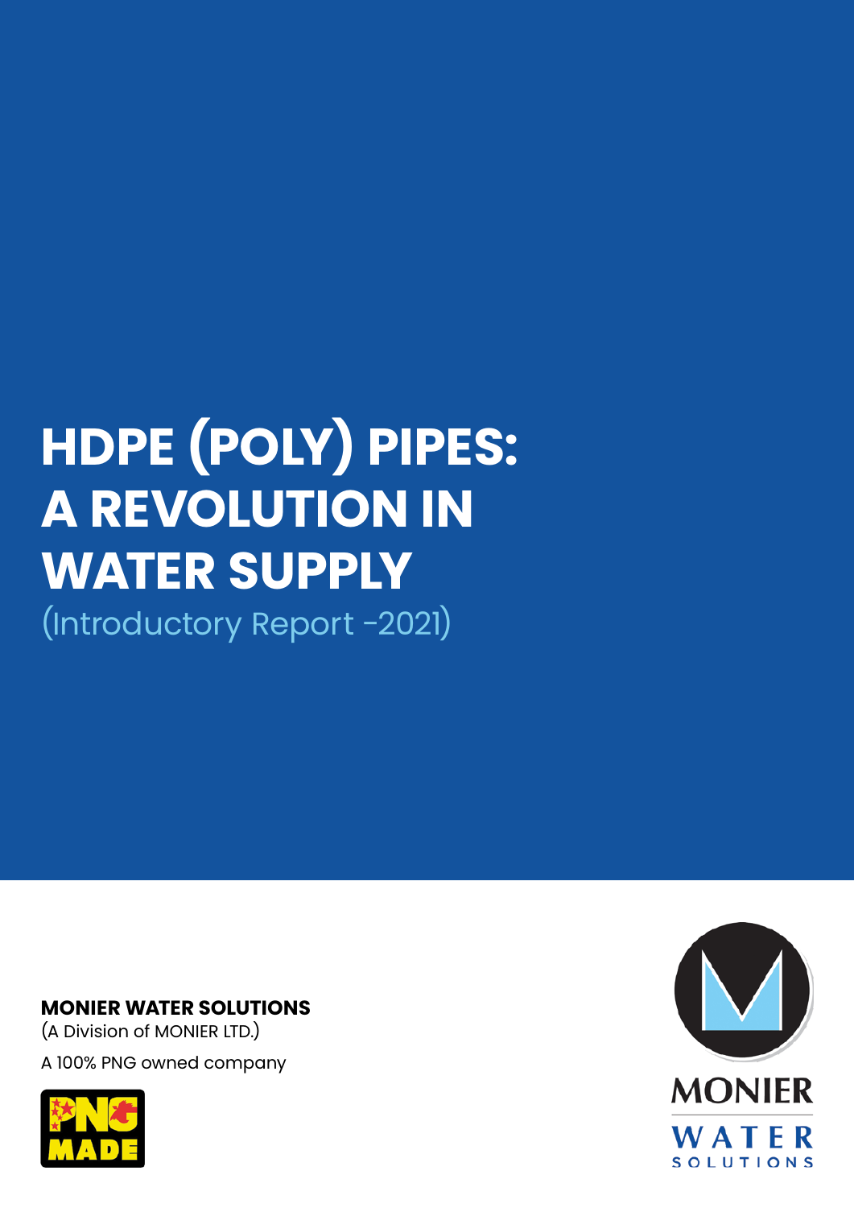# HDPE (POLY) PIPES: A REVOLUTION IN WATER SUPPLY

(Introductory Report -2021)

**MONIER WATER SOLUTIONS**

(A Division of MONIER LTD.)

A 100% PNG owned company

PNG MADE

MONIER

WATER

SOLUTIONS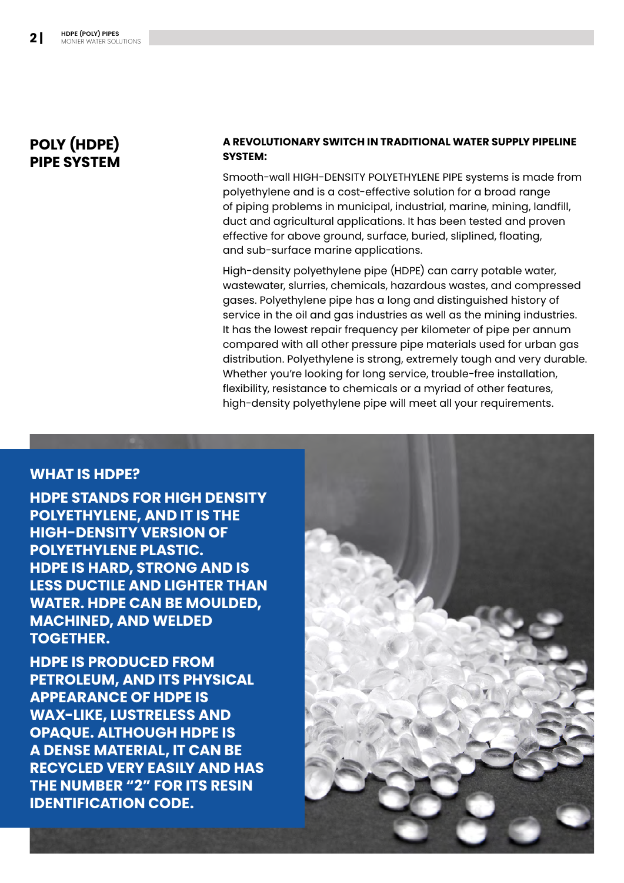# POLY (HDPE) PIPE SYSTEM

**A REVOLUTIONARY SWITCH IN TRADITIONAL WATER SUPPLY PIPELINE SYSTEM:**

Smooth-wall HIGH-DENSITY POLYETHYLENE PIPE systems is made from polyethylene and is a cost-effective solution for a broad range of piping problems in municipal, industrial, marine, mining, landfill, duct and agricultural applications. It has been tested and proven effective for above ground, surface, buried, sliplined, floating, and sub-surface marine applications.

High-density polyethylene pipe (HDPE) can carry potable water, wastewater, slurries, chemicals, hazardous wastes, and compressed gases. Polyethylene pipe has a long and distinguished history of service in the oil and gas industries as well as the mining industries. It has the lowest repair frequency per kilometer of pipe per annum compared with all other pressure pipe materials used for urban gas distribution. Polyethylene is strong, extremely tough and very durable. Whether you're looking for long service, trouble-free installation, flexibility, resistance to chemicals or a myriad of other features, high-density polyethylene pipe will meet all your requirements.

## WHAT IS HDPE?

**HDPE STANDS FOR HIGH DENSITY POLYETHYLENE, AND IT IS THE HIGH-DENSITY VERSION OF POLYETHYLENE PLASTIC. HDPE IS HARD, STRONG AND IS LESS DUCTILE AND LIGHTER THAN WATER. HDPE CAN BE MOULDED, MACHINED, AND WELDED TOGETHER.**

**HDPE IS PRODUCED FROM PETROLEUM, AND ITS PHYSICAL APPEARANCE OF HDPE IS WAX-LIKE, LUSTRELESS AND OPAQUE. ALTHOUGH HDPE IS A DENSE MATERIAL, IT CAN BE RECYCLED VERY EASILY AND HAS THE NUMBER "2" FOR ITS RESIN IDENTIFICATION CODE.**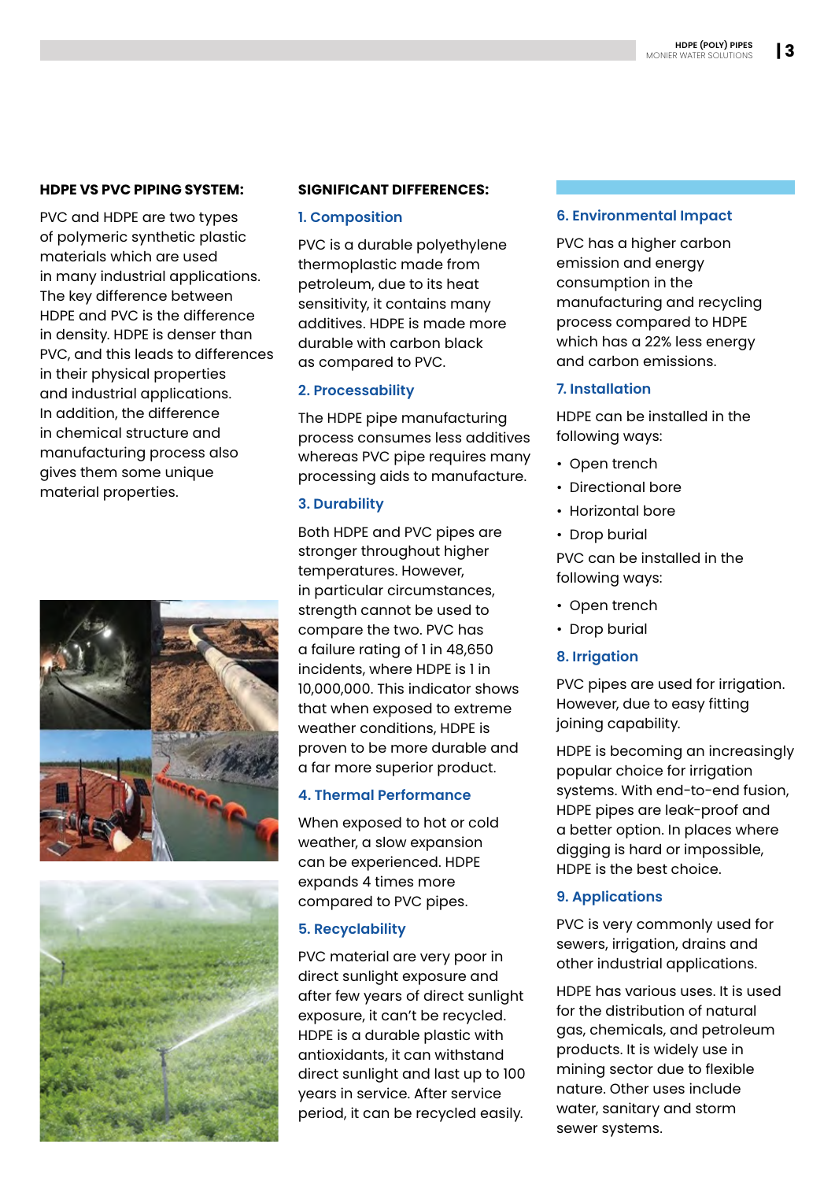## HDPE VS PVC PIPING SYSTEM:

PVC and HDPE are two types of polymeric synthetic plastic materials which are used in many industrial applications. The key difference between HDPE and PVC is the difference in density. HDPE is denser than PVC, and this leads to differences in their physical properties and industrial applications. In addition, the difference in chemical structure and manufacturing process also gives them some unique material properties.

## SIGNIFICANT DIFFERENCES:

### 1. Composition

PVC is a durable polyethylene thermoplastic made from petroleum, due to its heat sensitivity, it contains many additives. HDPE is made more durable with carbon black as compared to PVC.

### 2. Processability

The HDPE pipe manufacturing process consumes less additives whereas PVC pipe requires many processing aids to manufacture.

### 3. Durability

Both HDPE and PVC pipes are stronger throughout higher temperatures. However, in particular circumstances, strength cannot be used to compare the two. PVC has a failure rating of 1 in 48,650 incidents, where HDPE is 1 in 10,000,000. This indicator shows that when exposed to extreme weather conditions, HDPE is proven to be more durable and a far more superior product.

### 4. Thermal Performance

When exposed to hot or cold weather, a slow expansion can be experienced. HDPE expands 4 times more compared to PVC pipes.

### 5. Recyclability

PVC material are very poor in direct sunlight exposure and after few years of direct sunlight exposure, it can't be recycled. HDPE is a durable plastic with antioxidants, it can withstand direct sunlight and last up to 100 years in service. After service period, it can be recycled easily.

### 6. Environmental Impact

PVC has a higher carbon emission and energy consumption in the manufacturing and recycling process compared to HDPE which has a 22% less energy and carbon emissions.

### 7. Installation

HDPE can be installed in the following ways:

- Open trench
- Directional bore
- Horizontal bore
- Drop burial

PVC can be installed in the following ways:

- Open trench
- Drop burial

### 8. Irrigation

PVC pipes are used for irrigation. However, due to easy fitting joining capability.

HDPE is becoming an increasingly popular choice for irrigation systems. With end-to-end fusion, HDPE pipes are leak-proof and a better option. In places where digging is hard or impossible, HDPE is the best choice.

### 9. Applications

PVC is very commonly used for sewers, irrigation, drains and other industrial applications.

HDPE has various uses. It is used for the distribution of natural gas, chemicals, and petroleum products. It is widely use in mining sector due to flexible nature. Other uses include water, sanitary and storm sewer systems.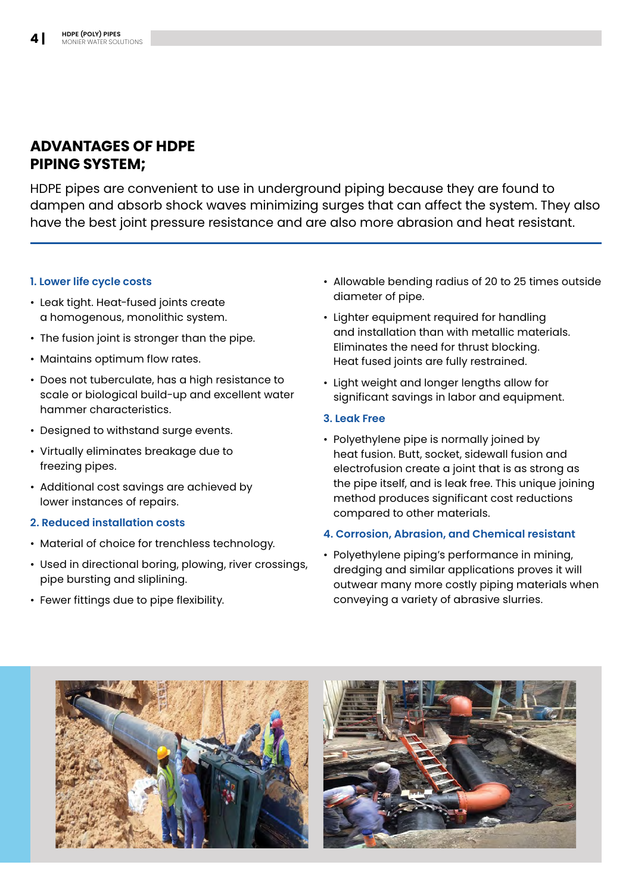## ADVANTAGES OF HDPE PIPING SYSTEM;

HDPE pipes are convenient to use in underground piping because they are found to dampen and absorb shock waves minimizing surges that can affect the system. They also have the best joint pressure resistance and are also more abrasion and heat resistant.

### 1. Lower life cycle costs

- Leak tight. Heat-fused joints create a homogenous, monolithic system.
- The fusion joint is stronger than the pipe.
- Maintains optimum flow rates.
- Does not tuberculate, has a high resistance to scale or biological build-up and excellent water hammer characteristics.
- Designed to withstand surge events.
- Virtually eliminates breakage due to freezing pipes.
- Additional cost savings are achieved by lower instances of repairs.

### 2. Reduced installation costs

- Material of choice for trenchless technology.
- Used in directional boring, plowing, river crossings, pipe bursting and sliplining.
- Fewer fittings due to pipe flexibility.
- Allowable bending radius of 20 to 25 times outside diameter of pipe.
- Lighter equipment required for handling and installation than with metallic materials. Eliminates the need for thrust blocking. Heat fused joints are fully restrained.
- Light weight and longer lengths allow for significant savings in labor and equipment.

### 3. Leak Free

- Polyethylene pipe is normally joined by heat fusion. Butt, socket, sidewall fusion and electrofusion create a joint that is as strong as the pipe itself, and is leak free. This unique joining method produces significant cost reductions compared to other materials.

### 4. Corrosion, Abrasion, and Chemical resistant

- Polyethylene piping's performance in mining, dredging and similar applications proves it will outwear many more costly piping materials when conveying a variety of abrasive slurries.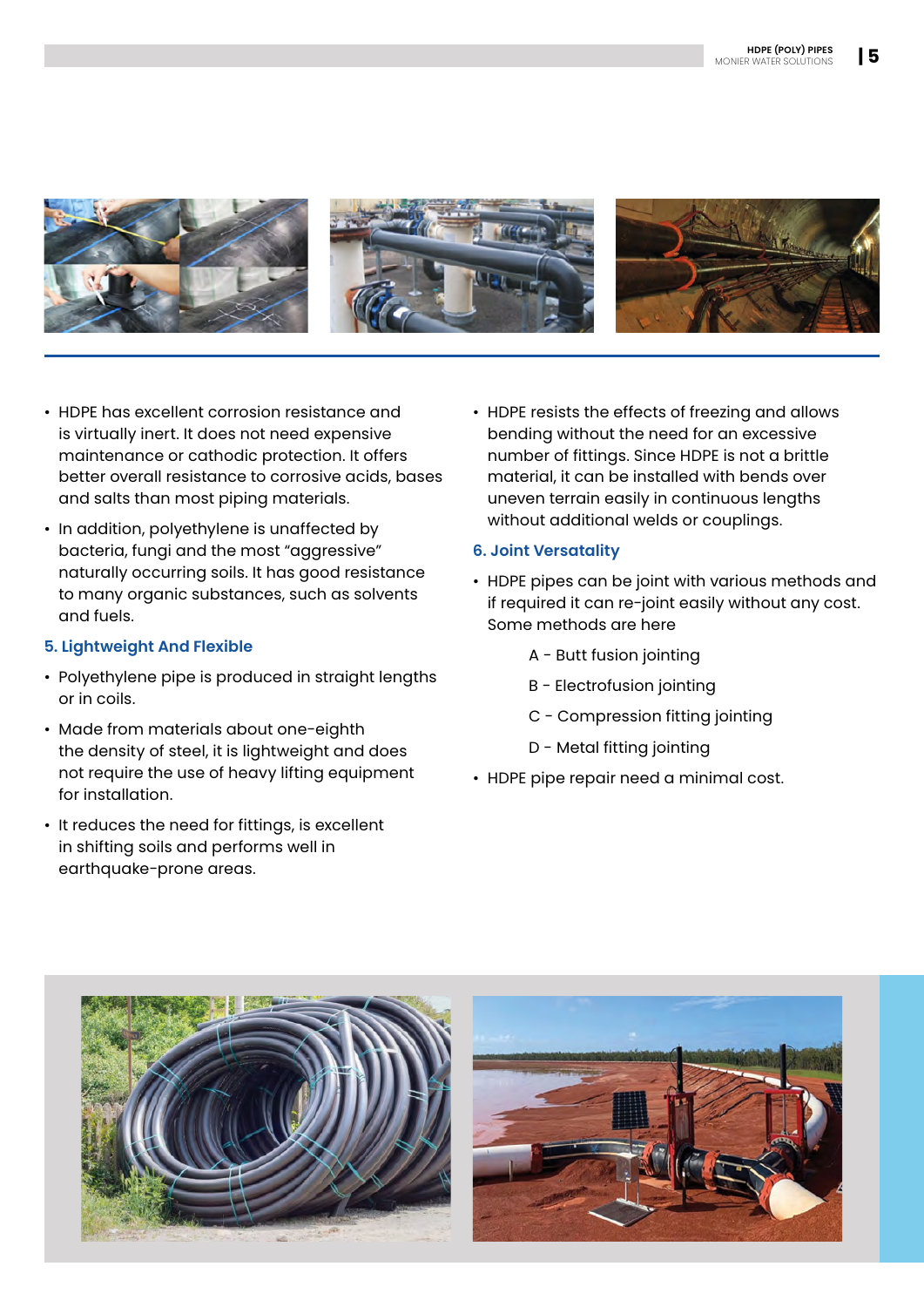- HDPE has excellent corrosion resistance and is virtually inert. It does not need expensive maintenance or cathodic protection. It offers better overall resistance to corrosive acids, bases and salts than most piping materials.
- In addition, polyethylene is unaffected by bacteria, fungi and the most "aggressive" naturally occurring soils. It has good resistance to many organic substances, such as solvents and fuels.

### 5. Lightweight And Flexible

- Polyethylene pipe is produced in straight lengths or in coils.
- Made from materials about one-eighth the density of steel, it is lightweight and does not require the use of heavy lifting equipment for installation.
- It reduces the need for fittings, is excellent in shifting soils and performs well in earthquake-prone areas.
- HDPE resists the effects of freezing and allows bending without the need for an excessive number of fittings. Since HDPE is not a brittle material, it can be installed with bends over uneven terrain easily in continuous lengths without additional welds or couplings.

### 6. Joint Versatality

- HDPE pipes can be joint with various methods and if required it can re-joint easily without any cost. Some methods are here

    A - Butt fusion jointing

    B - Electrofusion jointing

    C - Compression fitting jointing

    D - Metal fitting jointing

- HDPE pipe repair need a minimal cost.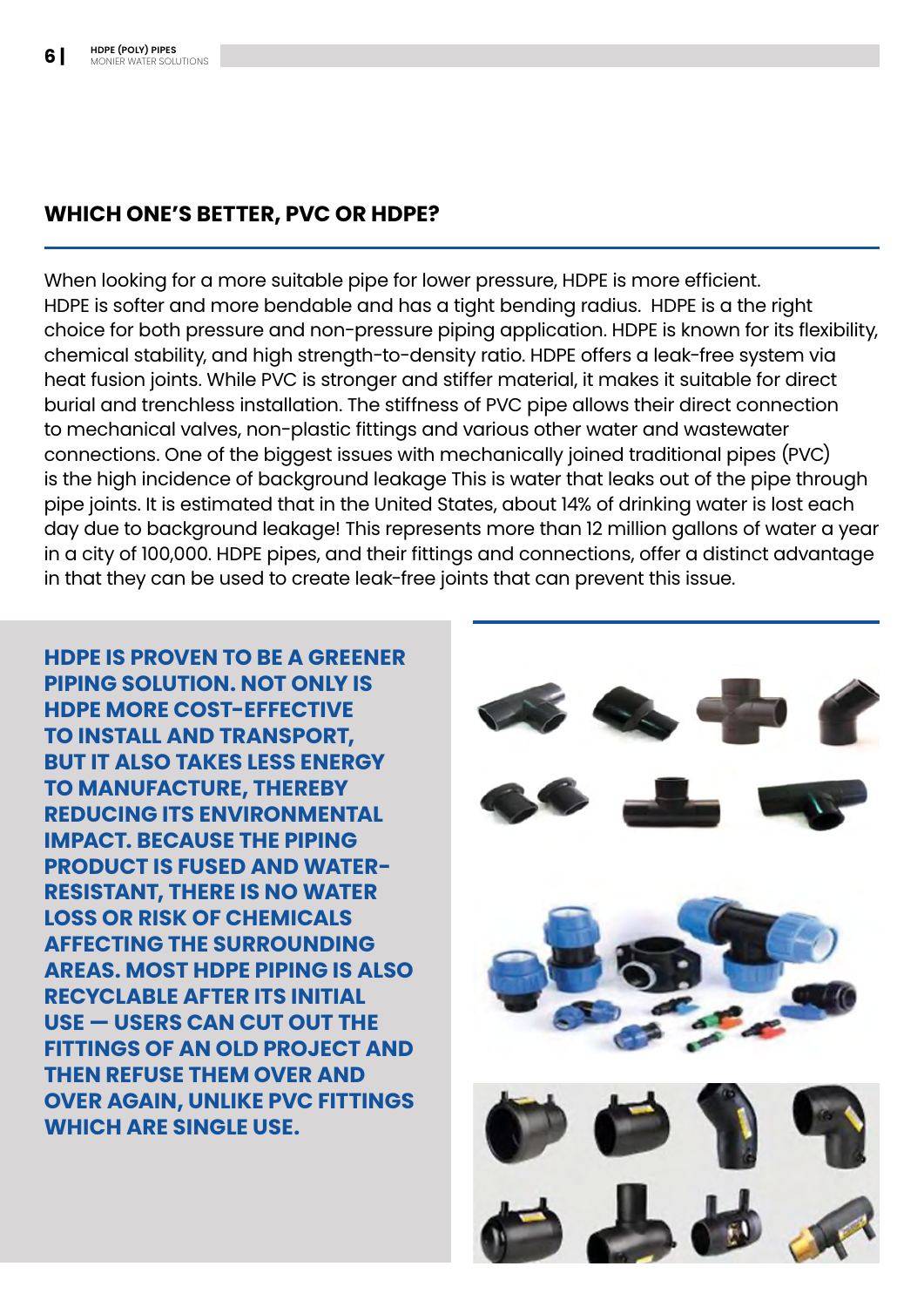## WHICH ONE'S BETTER, PVC OR HDPE?

When looking for a more suitable pipe for lower pressure, HDPE is more efficient. HDPE is softer and more bendable and has a tight bending radius. HDPE is a the right choice for both pressure and non-pressure piping application. HDPE is known for its flexibility, chemical stability, and high strength-to-density ratio. HDPE offers a leak-free system via heat fusion joints. While PVC is stronger and stiffer material, it makes it suitable for direct burial and trenchless installation. The stiffness of PVC pipe allows their direct connection to mechanical valves, non-plastic fittings and various other water and wastewater connections. One of the biggest issues with mechanically joined traditional pipes (PVC) is the high incidence of background leakage This is water that leaks out of the pipe through pipe joints. It is estimated that in the United States, about 14% of drinking water is lost each day due to background leakage! This represents more than 12 million gallons of water a year in a city of 100,000. HDPE pipes, and their fittings and connections, offer a distinct advantage in that they can be used to create leak-free joints that can prevent this issue.

**HDPE IS PROVEN TO BE A GREENER PIPING SOLUTION. NOT ONLY IS HDPE MORE COST-EFFECTIVE TO INSTALL AND TRANSPORT, BUT IT ALSO TAKES LESS ENERGY TO MANUFACTURE, THEREBY REDUCING ITS ENVIRONMENTAL IMPACT. BECAUSE THE PIPING PRODUCT IS FUSED AND WATER-RESISTANT, THERE IS NO WATER LOSS OR RISK OF CHEMICALS AFFECTING THE SURROUNDING AREAS. MOST HDPE PIPING IS ALSO RECYCLABLE AFTER ITS INITIAL USE — USERS CAN CUT OUT THE FITTINGS OF AN OLD PROJECT AND THEN REFUSE THEM OVER AND OVER AGAIN, UNLIKE PVC FITTINGS WHICH ARE SINGLE USE.**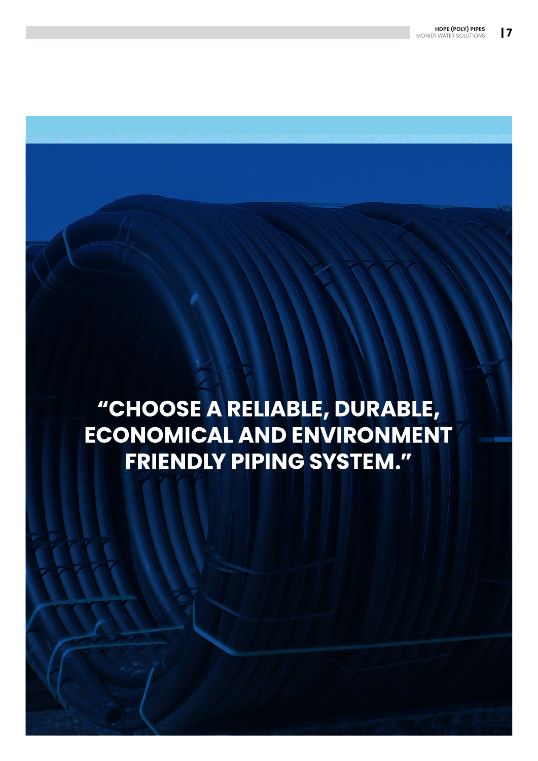**"CHOOSE A RELIABLE, DURABLE, ECONOMICAL AND ENVIRONMENT FRIENDLY PIPING SYSTEM."**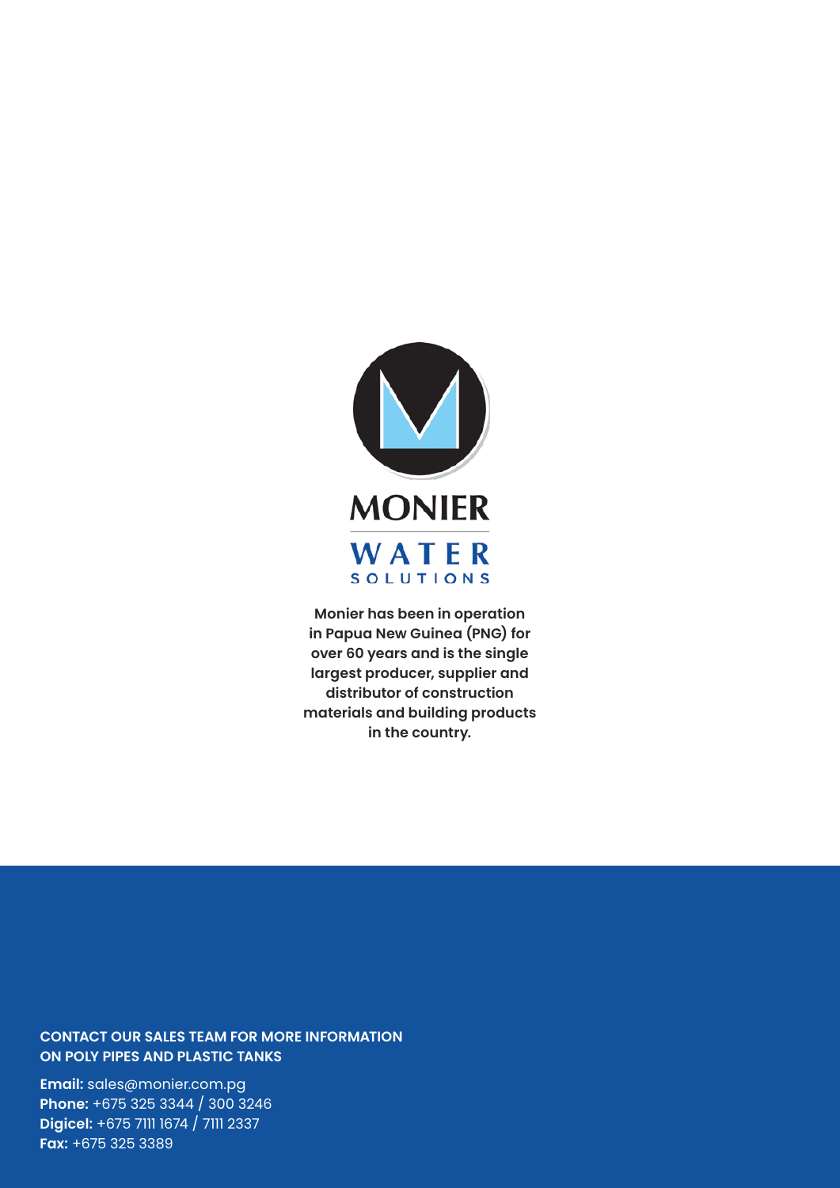MONIER

WATER

SOLUTIONS

**Monier has been in operation in Papua New Guinea (PNG) for over 60 years and is the single largest producer, supplier and distributor of construction materials and building products in the country.**

**CONTACT OUR SALES TEAM FOR MORE INFORMATION ON POLY PIPES AND PLASTIC TANKS**

**Email:** sales@monier.com.pg  
**Phone:** +675 325 3344 / 300 3246  
**Digicel:** +675 7111 1674 / 7111 2337  
**Fax:** +675 325 3389